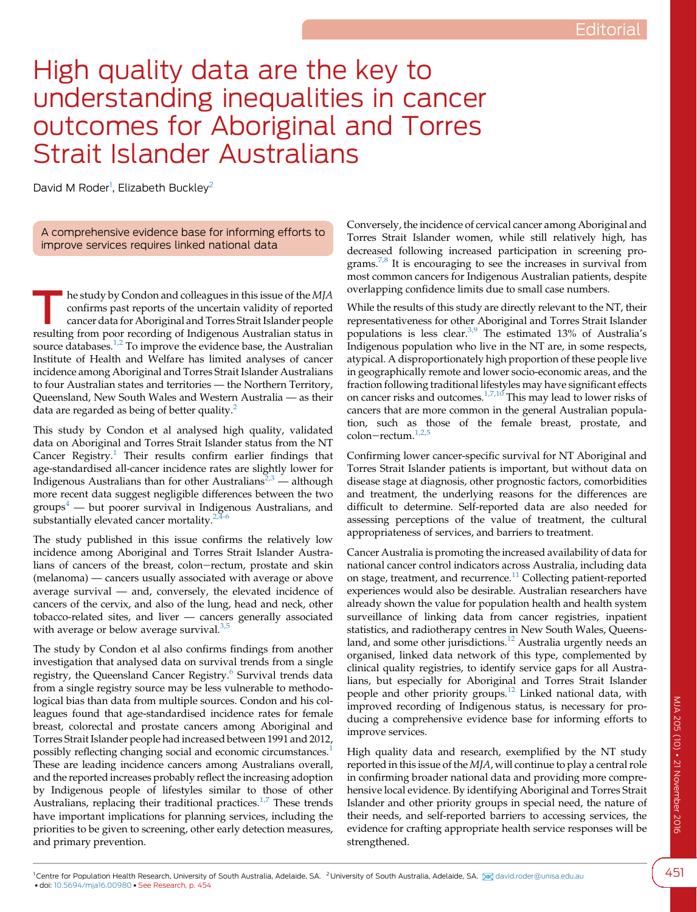Editorial

# High quality data are the key to understanding inequalities in cancer outcomes for Aboriginal and Torres Strait Islander Australians

David M Roder[1], Elizabeth Buckley[2]

A comprehensive evidence base for informing efforts to improve services requires linked national data

The study by Condon and colleagues in this issue of the *MJA* confirms past reports of the uncertain validity of reported cancer data for Aboriginal and Torres Strait Islander people resulting from poor recording of Indigenous Australian status in source databases.[1,2] To improve the evidence base, the Australian Institute of Health and Welfare has limited analyses of cancer incidence among Aboriginal and Torres Strait Islander Australians to four Australian states and territories — the Northern Territory, Queensland, New South Wales and Western Australia — as their data are regarded as being of better quality.[2]

This study by Condon et al analysed high quality, validated data on Aboriginal and Torres Strait Islander status from the NT Cancer Registry.[1] Their results confirm earlier findings that age-standardised all-cancer incidence rates are slightly lower for Indigenous Australians than for other Australians[2,3] — although more recent data suggest negligible differences between the two groups[4] — but poorer survival in Indigenous Australians, and substantially elevated cancer mortality.[2,4-6]

The study published in this issue confirms the relatively low incidence among Aboriginal and Torres Strait Islander Australians of cancers of the breast, colon−rectum, prostate and skin (melanoma) — cancers usually associated with average or above average survival — and, conversely, the elevated incidence of cancers of the cervix, and also of the lung, head and neck, other tobacco-related sites, and liver — cancers generally associated with average or below average survival.[3,5]

The study by Condon et al also confirms findings from another investigation that analysed data on survival trends from a single registry, the Queensland Cancer Registry.[6] Survival trends data from a single registry source may be less vulnerable to methodological bias than data from multiple sources. Condon and his colleagues found that age-standardised incidence rates for female breast, colorectal and prostate cancers among Aboriginal and Torres Strait Islander people had increased between 1991 and 2012, possibly reflecting changing social and economic circumstances.[1] These are leading incidence cancers among Australians overall, and the reported increases probably reflect the increasing adoption by Indigenous people of lifestyles similar to those of other Australians, replacing their traditional practices.[1,7] These trends have important implications for planning services, including the priorities to be given to screening, other early detection measures, and primary prevention.

Conversely, the incidence of cervical cancer among Aboriginal and Torres Strait Islander women, while still relatively high, has decreased following increased participation in screening programs.[7,8] It is encouraging to see the increases in survival from most common cancers for Indigenous Australian patients, despite overlapping confidence limits due to small case numbers.

While the results of this study are directly relevant to the NT, their representativeness for other Aboriginal and Torres Strait Islander populations is less clear.[3,9] The estimated 13% of Australia's Indigenous population who live in the NT are, in some respects, atypical. A disproportionately high proportion of these people live in geographically remote and lower socio-economic areas, and the fraction following traditional lifestyles may have significant effects on cancer risks and outcomes.[1,7,10] This may lead to lower risks of cancers that are more common in the general Australian population, such as those of the female breast, prostate, and colon−rectum.[1,2,5]

Confirming lower cancer-specific survival for NT Aboriginal and Torres Strait Islander patients is important, but without data on disease stage at diagnosis, other prognostic factors, comorbidities and treatment, the underlying reasons for the differences are difficult to determine. Self-reported data are also needed for assessing perceptions of the value of treatment, the cultural appropriateness of services, and barriers to treatment.

Cancer Australia is promoting the increased availability of data for national cancer control indicators across Australia, including data on stage, treatment, and recurrence.[11] Collecting patient-reported experiences would also be desirable. Australian researchers have already shown the value for population health and health system surveillance of linking data from cancer registries, inpatient statistics, and radiotherapy centres in New South Wales, Queensland, and some other jurisdictions.[12] Australia urgently needs an organised, linked data network of this type, complemented by clinical quality registries, to identify service gaps for all Australians, but especially for Aboriginal and Torres Strait Islander people and other priority groups.[12] Linked national data, with improved recording of Indigenous status, is necessary for producing a comprehensive evidence base for informing efforts to improve services.

High quality data and research, exemplified by the NT study reported in this issue of the *MJA*, will continue to play a central role in confirming broader national data and providing more comprehensive local evidence. By identifying Aboriginal and Torres Strait Islander and other priority groups in special need, the nature of their needs, and self-reported barriers to accessing services, the evidence for crafting appropriate health service responses will be strengthened.

[1]Centre for Population Health Research, University of South Australia, Adelaide, SA. [2]University of South Australia, Adelaide, SA. david.roder@unisa.edu.au
doi: 10.5694/mja16.00980 • See Research, p. 454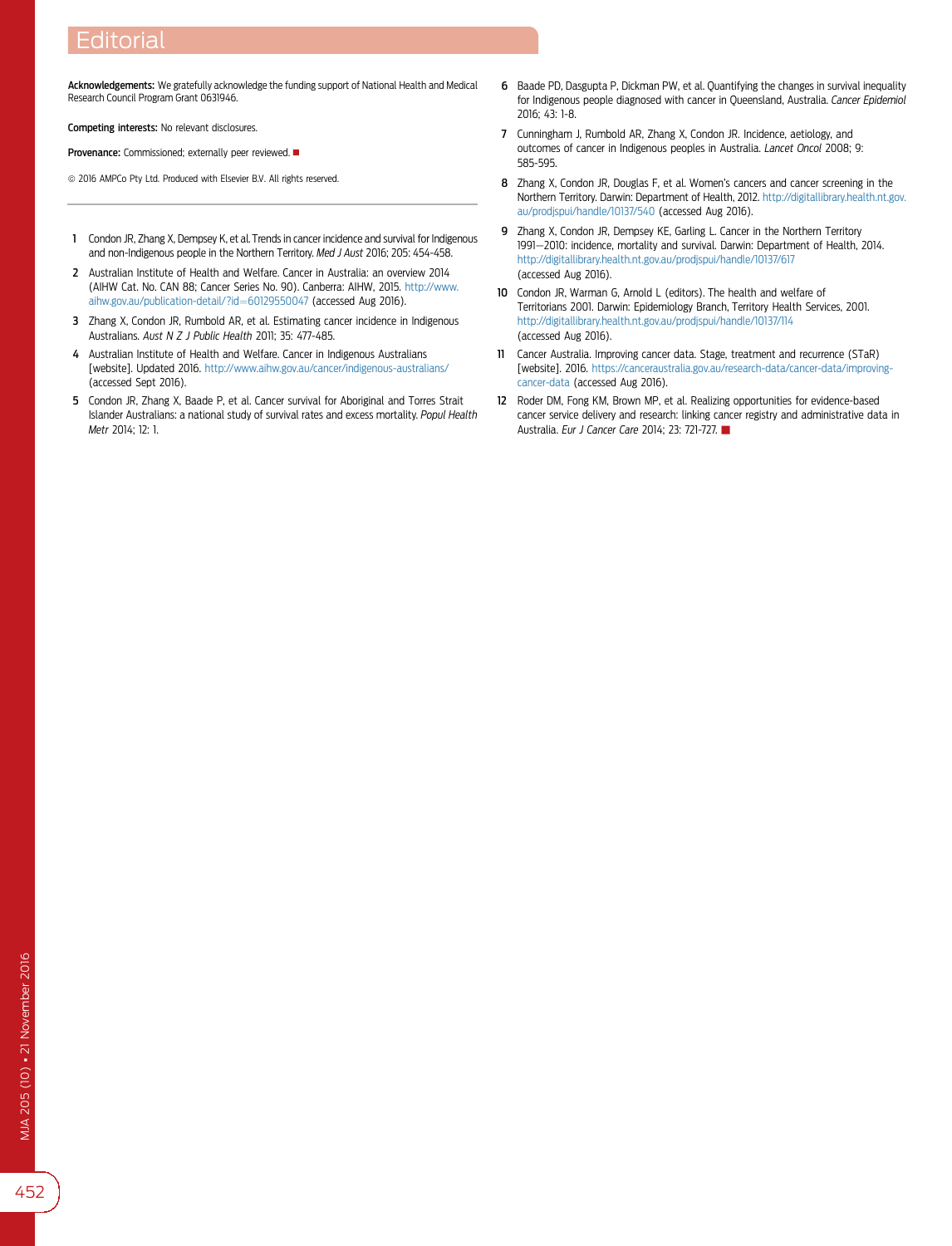**Acknowledgements:** We gratefully acknowledge the funding support of National Health and Medical Research Council Program Grant 0631946.

**Competing interests:** No relevant disclosures.

**Provenance:** Commissioned; externally peer reviewed. ■

© 2016 AMPCo Pty Ltd. Produced with Elsevier B.V. All rights reserved.

---

1. Condon JR, Zhang X, Dempsey K, et al. Trends in cancer incidence and survival for Indigenous and non-Indigenous people in the Northern Territory. *Med J Aust* 2016; 205: 454-458.
2. Australian Institute of Health and Welfare. Cancer in Australia: an overview 2014 (AIHW Cat. No. CAN 88; Cancer Series No. 90). Canberra: AIHW, 2015. http://www.aihw.gov.au/publication-detail/?id=60129550047 (accessed Aug 2016).
3. Zhang X, Condon JR, Rumbold AR, et al. Estimating cancer incidence in Indigenous Australians. *Aust N Z J Public Health* 2011; 35: 477-485.
4. Australian Institute of Health and Welfare. Cancer in Indigenous Australians [website]. Updated 2016. http://www.aihw.gov.au/cancer/indigenous-australians/ (accessed Sept 2016).
5. Condon JR, Zhang X, Baade P, et al. Cancer survival for Aboriginal and Torres Strait Islander Australians: a national study of survival rates and excess mortality. *Popul Health Metr* 2014; 12: 1.
6. Baade PD, Dasgupta P, Dickman PW, et al. Quantifying the changes in survival inequality for Indigenous people diagnosed with cancer in Queensland, Australia. *Cancer Epidemiol* 2016; 43: 1-8.
7. Cunningham J, Rumbold AR, Zhang X, Condon JR. Incidence, aetiology, and outcomes of cancer in Indigenous peoples in Australia. *Lancet Oncol* 2008; 9: 585-595.
8. Zhang X, Condon JR, Douglas F, et al. Women's cancers and cancer screening in the Northern Territory. Darwin: Department of Health, 2012. http://digitallibrary.health.nt.gov.au/prodjspui/handle/10137/540 (accessed Aug 2016).
9. Zhang X, Condon JR, Dempsey KE, Garling L. Cancer in the Northern Territory 1991—2010: incidence, mortality and survival. Darwin: Department of Health, 2014. http://digitallibrary.health.nt.gov.au/prodjspui/handle/10137/617 (accessed Aug 2016).
10. Condon JR, Warman G, Arnold L (editors). The health and welfare of Territorians 2001. Darwin: Epidemiology Branch, Territory Health Services, 2001. http://digitallibrary.health.nt.gov.au/prodjspui/handle/10137/114 (accessed Aug 2016).
11. Cancer Australia. Improving cancer data. Stage, treatment and recurrence (STaR) [website]. 2016. https://canceraustralia.gov.au/research-data/cancer-data/improving-cancer-data (accessed Aug 2016).
12. Roder DM, Fong KM, Brown MP, et al. Realizing opportunities for evidence-based cancer service delivery and research: linking cancer registry and administrative data in Australia. *Eur J Cancer Care* 2014; 23: 721-727. ■